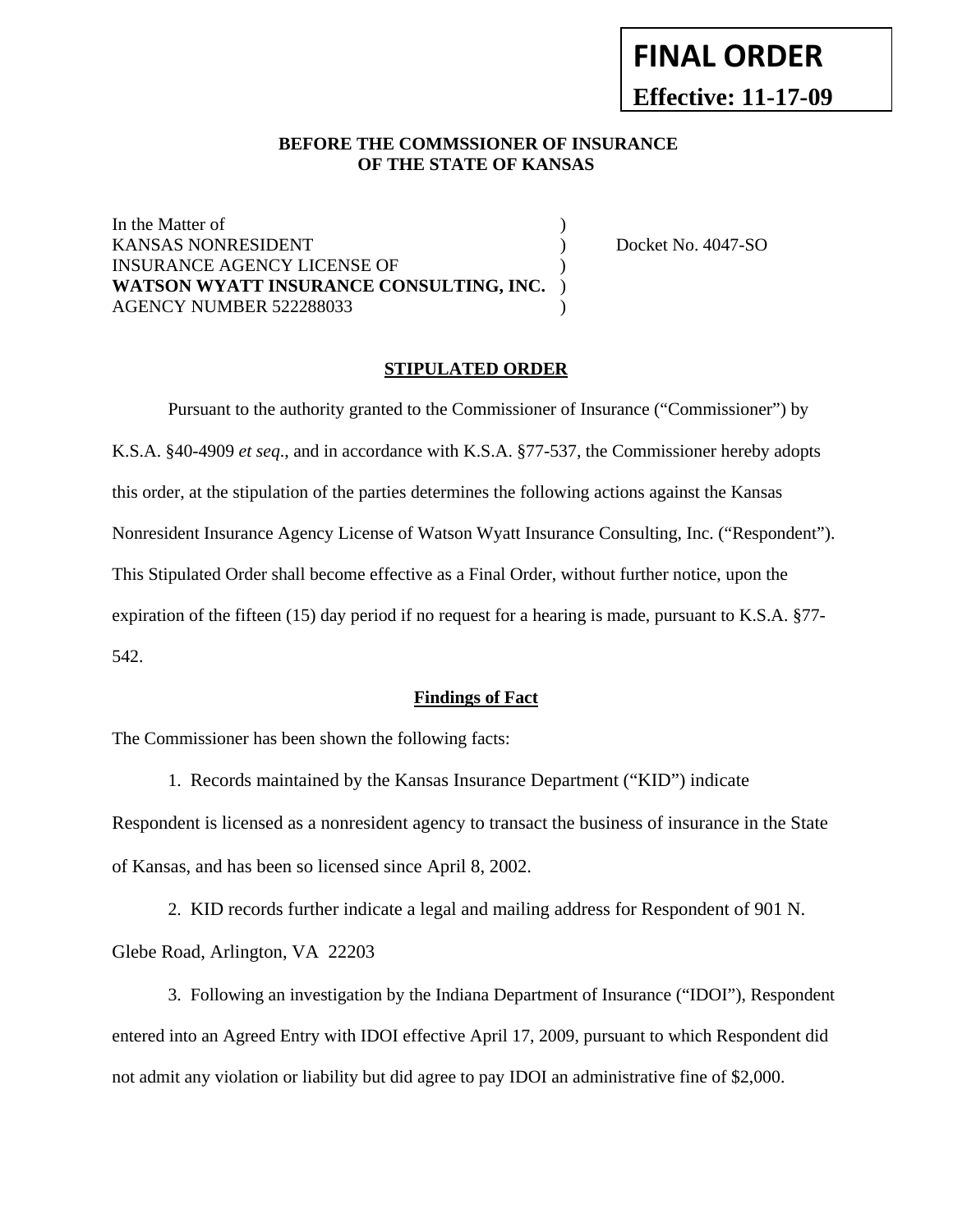**FINAL ORDER**

**Effective: 11-17-09**

**BEFORE THE COMMSSIONER OF INSURANCE
OF THE STATE OF KANSAS**

| | | |
|---|---|---|
| In the Matter of | ) | |
| KANSAS NONRESIDENT | ) | Docket No. 4047-SO |
| INSURANCE AGENCY LICENSE OF | ) | |
| **WATSON WYATT INSURANCE CONSULTING, INC.** | ) | |
| AGENCY NUMBER 522288033 | ) | |

## STIPULATED ORDER

Pursuant to the authority granted to the Commissioner of Insurance ("Commissioner") by K.S.A. §40-4909 *et seq*., and in accordance with K.S.A. §77-537, the Commissioner hereby adopts this order, at the stipulation of the parties determines the following actions against the Kansas Nonresident Insurance Agency License of Watson Wyatt Insurance Consulting, Inc. ("Respondent"). This Stipulated Order shall become effective as a Final Order, without further notice, upon the expiration of the fifteen (15) day period if no request for a hearing is made, pursuant to K.S.A. §77-542.

### Findings of Fact

The Commissioner has been shown the following facts:

1. Records maintained by the Kansas Insurance Department ("KID") indicate Respondent is licensed as a nonresident agency to transact the business of insurance in the State of Kansas, and has been so licensed since April 8, 2002.

2. KID records further indicate a legal and mailing address for Respondent of 901 N. Glebe Road, Arlington, VA 22203

3. Following an investigation by the Indiana Department of Insurance ("IDOI"), Respondent entered into an Agreed Entry with IDOI effective April 17, 2009, pursuant to which Respondent did not admit any violation or liability but did agree to pay IDOI an administrative fine of $2,000.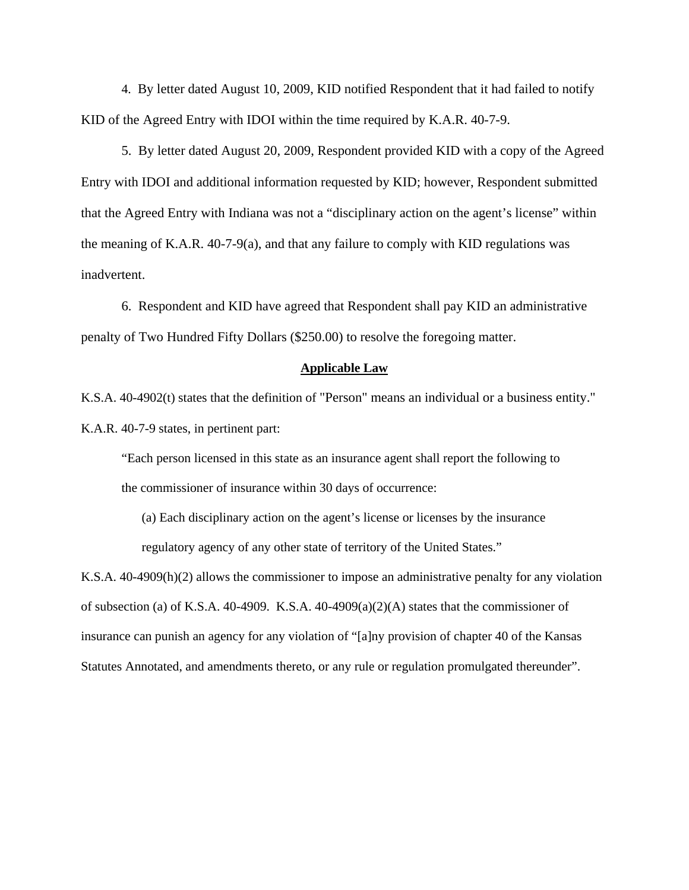4. By letter dated August 10, 2009, KID notified Respondent that it had failed to notify KID of the Agreed Entry with IDOI within the time required by K.A.R. 40-7-9.

5. By letter dated August 20, 2009, Respondent provided KID with a copy of the Agreed Entry with IDOI and additional information requested by KID; however, Respondent submitted that the Agreed Entry with Indiana was not a "disciplinary action on the agent's license" within the meaning of K.A.R. 40-7-9(a), and that any failure to comply with KID regulations was inadvertent.

6. Respondent and KID have agreed that Respondent shall pay KID an administrative penalty of Two Hundred Fifty Dollars ($250.00) to resolve the foregoing matter.

## Applicable Law

K.S.A. 40-4902(t) states that the definition of "Person" means an individual or a business entity."

K.A.R. 40-7-9 states, in pertinent part:

> "Each person licensed in this state as an insurance agent shall report the following to the commissioner of insurance within 30 days of occurrence:
>
> (a) Each disciplinary action on the agent's license or licenses by the insurance regulatory agency of any other state of territory of the United States."

K.S.A. 40-4909(h)(2) allows the commissioner to impose an administrative penalty for any violation of subsection (a) of K.S.A. 40-4909. K.S.A. 40-4909(a)(2)(A) states that the commissioner of insurance can punish an agency for any violation of "[a]ny provision of chapter 40 of the Kansas Statutes Annotated, and amendments thereto, or any rule or regulation promulgated thereunder".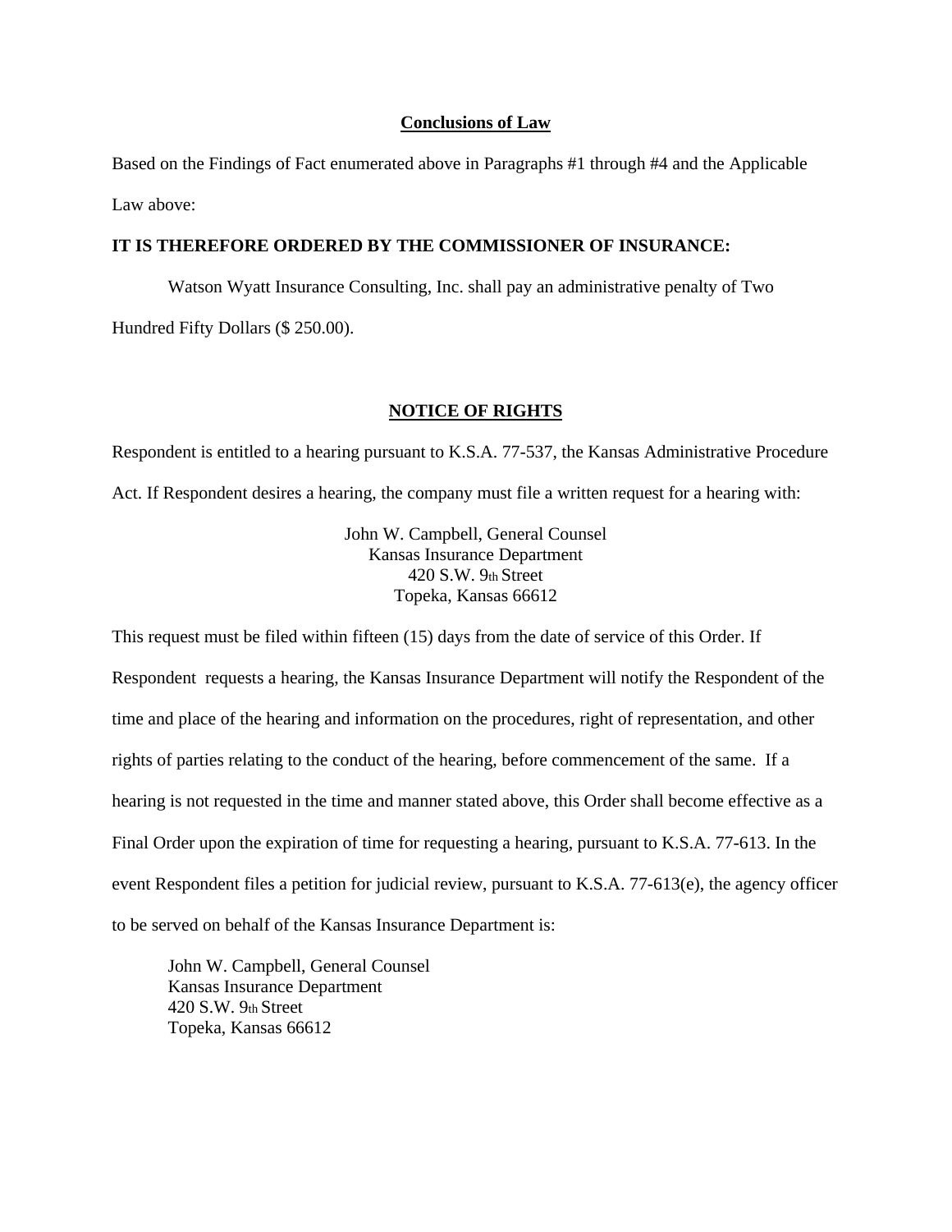**Conclusions of Law**

Based on the Findings of Fact enumerated above in Paragraphs #1 through #4 and the Applicable Law above:

**IT IS THEREFORE ORDERED BY THE COMMISSIONER OF INSURANCE:**

Watson Wyatt Insurance Consulting, Inc. shall pay an administrative penalty of Two Hundred Fifty Dollars ($ 250.00).

**NOTICE OF RIGHTS**

Respondent is entitled to a hearing pursuant to K.S.A. 77-537, the Kansas Administrative Procedure Act. If Respondent desires a hearing, the company must file a written request for a hearing with:

John W. Campbell, General Counsel
Kansas Insurance Department
420 S.W. 9th Street
Topeka, Kansas 66612

This request must be filed within fifteen (15) days from the date of service of this Order. If Respondent requests a hearing, the Kansas Insurance Department will notify the Respondent of the time and place of the hearing and information on the procedures, right of representation, and other rights of parties relating to the conduct of the hearing, before commencement of the same. If a hearing is not requested in the time and manner stated above, this Order shall become effective as a Final Order upon the expiration of time for requesting a hearing, pursuant to K.S.A. 77-613. In the event Respondent files a petition for judicial review, pursuant to K.S.A. 77-613(e), the agency officer to be served on behalf of the Kansas Insurance Department is:

John W. Campbell, General Counsel
Kansas Insurance Department
420 S.W. 9th Street
Topeka, Kansas 66612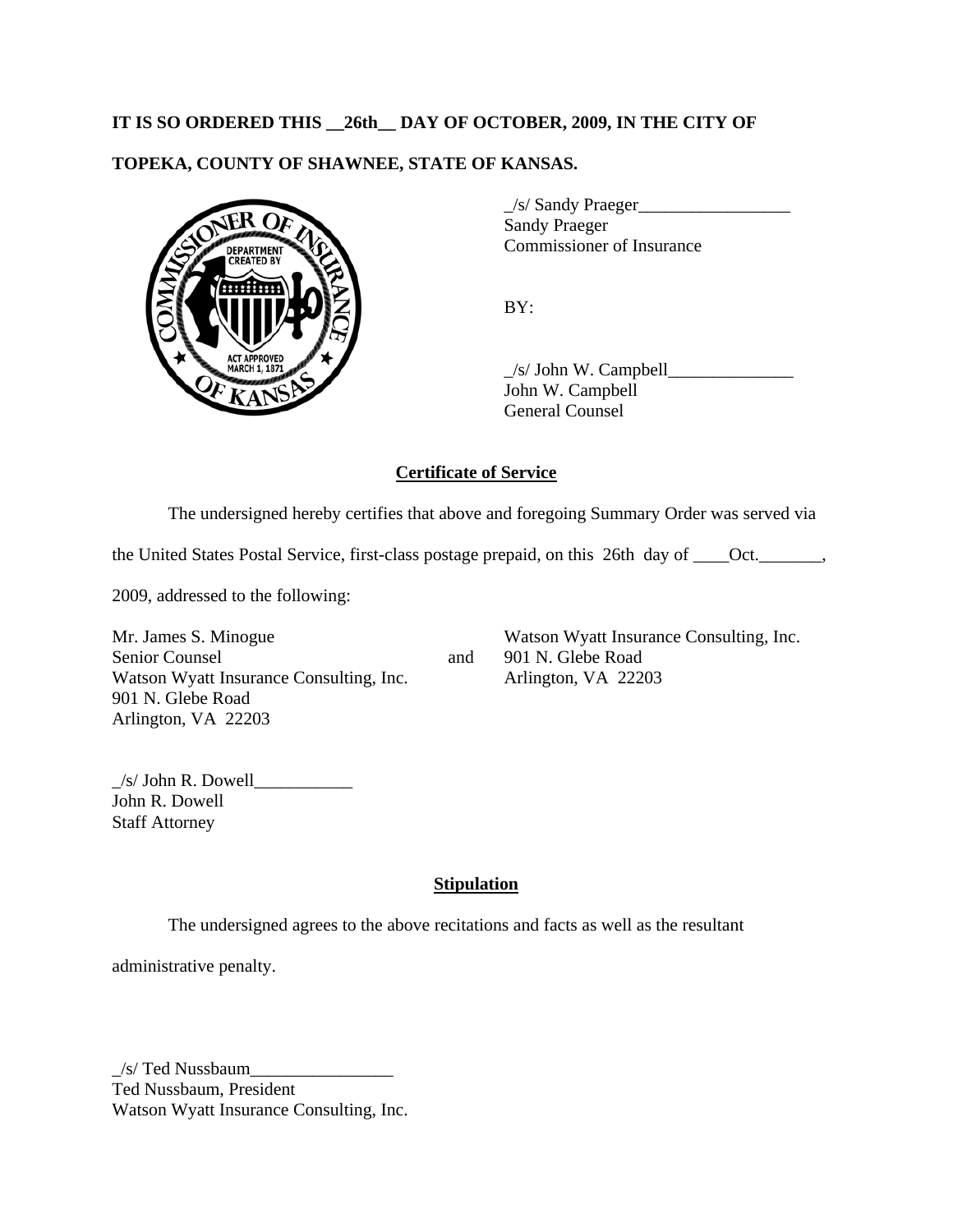**IT IS SO ORDERED THIS __26th__ DAY OF OCTOBER, 2009, IN THE CITY OF TOPEKA, COUNTY OF SHAWNEE, STATE OF KANSAS.**

_/s/ Sandy Praeger_________________
Sandy Praeger
Commissioner of Insurance

BY:

_/s/ John W. Campbell______________
John W. Campbell
General Counsel

## Certificate of Service

The undersigned hereby certifies that above and foregoing Summary Order was served via the United States Postal Service, first-class postage prepaid, on this 26th day of ____Oct._______, 2009, addressed to the following:

Mr. James S. Minogue
Senior Counsel
Watson Wyatt Insurance Consulting, Inc.
901 N. Glebe Road
Arlington, VA 22203

and

Watson Wyatt Insurance Consulting, Inc.
901 N. Glebe Road
Arlington, VA 22203

_/s/ John R. Dowell___________
John R. Dowell
Staff Attorney

## Stipulation

The undersigned agrees to the above recitations and facts as well as the resultant administrative penalty.

_/s/ Ted Nussbaum________________
Ted Nussbaum, President
Watson Wyatt Insurance Consulting, Inc.